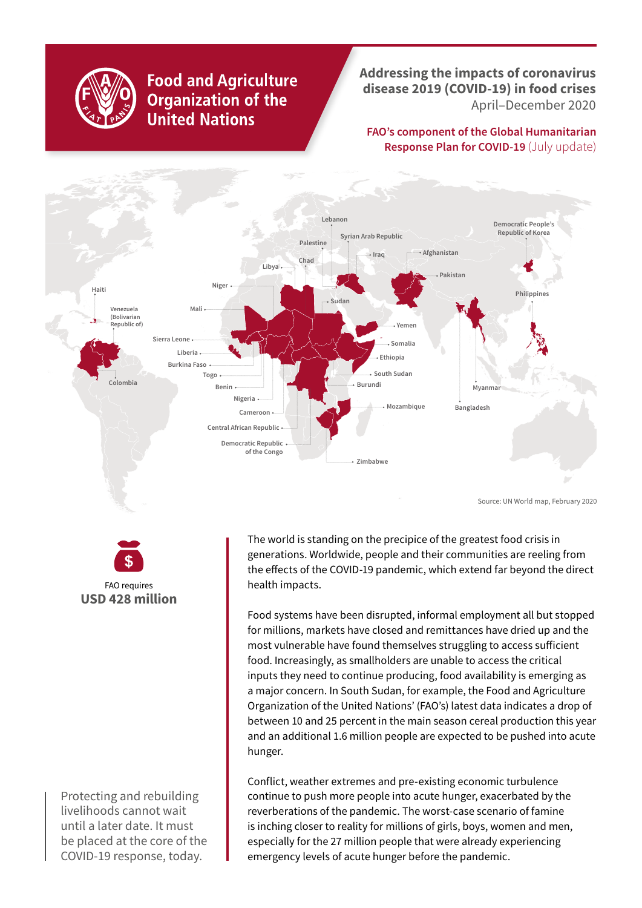Food and Agriculture Organization of the United Nations

# Addressing the impacts of coronavirus disease 2019 (COVID-19) in food crises

April–December 2020

**FAO's component of the Global Humanitarian Response Plan for COVID-19** (July update)

Lebanon
Syrian Arab Republic
Palestine
Iraq
Afghanistan
Democratic People's Republic of Korea
Chad
Libya
Pakistan
Haiti
Niger
Sudan
Philippines
Venezuela (Bolivarian Republic of)
Mali
Yemen
Sierra Leone
Somalia
Liberia
Ethiopia
Burkina Faso
South Sudan
Togo
Burundi
Colombia
Benin
Myanmar
Nigeria
Mozambique
Bangladesh
Cameroon
Central African Republic
Democratic Republic of the Congo
Zimbabwe

Source: UN World map, February 2020

FAO requires
**USD 428 million**

The world is standing on the precipice of the greatest food crisis in generations. Worldwide, people and their communities are reeling from the effects of the COVID-19 pandemic, which extend far beyond the direct health impacts.

Food systems have been disrupted, informal employment all but stopped for millions, markets have closed and remittances have dried up and the most vulnerable have found themselves struggling to access sufficient food. Increasingly, as smallholders are unable to access the critical inputs they need to continue producing, food availability is emerging as a major concern. In South Sudan, for example, the Food and Agriculture Organization of the United Nations' (FAO's) latest data indicates a drop of between 10 and 25 percent in the main season cereal production this year and an additional 1.6 million people are expected to be pushed into acute hunger.

Conflict, weather extremes and pre-existing economic turbulence continue to push more people into acute hunger, exacerbated by the reverberations of the pandemic. The worst-case scenario of famine is inching closer to reality for millions of girls, boys, women and men, especially for the 27 million people that were already experiencing emergency levels of acute hunger before the pandemic.

Protecting and rebuilding livelihoods cannot wait until a later date. It must be placed at the core of the COVID-19 response, today.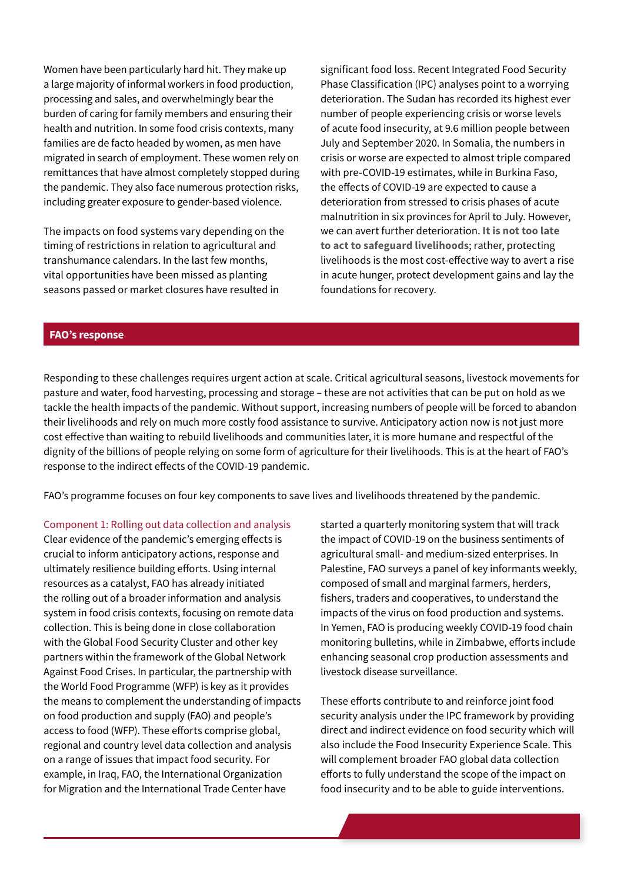Women have been particularly hard hit. They make up a large majority of informal workers in food production, processing and sales, and overwhelmingly bear the burden of caring for family members and ensuring their health and nutrition. In some food crisis contexts, many families are de facto headed by women, as men have migrated in search of employment. These women rely on remittances that have almost completely stopped during the pandemic. They also face numerous protection risks, including greater exposure to gender-based violence.

The impacts on food systems vary depending on the timing of restrictions in relation to agricultural and transhumance calendars. In the last few months, vital opportunities have been missed as planting seasons passed or market closures have resulted in significant food loss. Recent Integrated Food Security Phase Classification (IPC) analyses point to a worrying deterioration. The Sudan has recorded its highest ever number of people experiencing crisis or worse levels of acute food insecurity, at 9.6 million people between July and September 2020. In Somalia, the numbers in crisis or worse are expected to almost triple compared with pre-COVID-19 estimates, while in Burkina Faso, the effects of COVID-19 are expected to cause a deterioration from stressed to crisis phases of acute malnutrition in six provinces for April to July. However, we can avert further deterioration. **It is not too late to act to safeguard livelihoods**; rather, protecting livelihoods is the most cost-effective way to avert a rise in acute hunger, protect development gains and lay the foundations for recovery.

## FAO's response

Responding to these challenges requires urgent action at scale. Critical agricultural seasons, livestock movements for pasture and water, food harvesting, processing and storage – these are not activities that can be put on hold as we tackle the health impacts of the pandemic. Without support, increasing numbers of people will be forced to abandon their livelihoods and rely on much more costly food assistance to survive. Anticipatory action now is not just more cost effective than waiting to rebuild livelihoods and communities later, it is more humane and respectful of the dignity of the billions of people relying on some form of agriculture for their livelihoods. This is at the heart of FAO's response to the indirect effects of the COVID-19 pandemic.

FAO's programme focuses on four key components to save lives and livelihoods threatened by the pandemic.

### Component 1: Rolling out data collection and analysis

Clear evidence of the pandemic's emerging effects is crucial to inform anticipatory actions, response and ultimately resilience building efforts. Using internal resources as a catalyst, FAO has already initiated the rolling out of a broader information and analysis system in food crisis contexts, focusing on remote data collection. This is being done in close collaboration with the Global Food Security Cluster and other key partners within the framework of the Global Network Against Food Crises. In particular, the partnership with the World Food Programme (WFP) is key as it provides the means to complement the understanding of impacts on food production and supply (FAO) and people's access to food (WFP). These efforts comprise global, regional and country level data collection and analysis on a range of issues that impact food security. For example, in Iraq, FAO, the International Organization for Migration and the International Trade Center have started a quarterly monitoring system that will track the impact of COVID-19 on the business sentiments of agricultural small- and medium-sized enterprises. In Palestine, FAO surveys a panel of key informants weekly, composed of small and marginal farmers, herders, fishers, traders and cooperatives, to understand the impacts of the virus on food production and systems. In Yemen, FAO is producing weekly COVID-19 food chain monitoring bulletins, while in Zimbabwe, efforts include enhancing seasonal crop production assessments and livestock disease surveillance.

These efforts contribute to and reinforce joint food security analysis under the IPC framework by providing direct and indirect evidence on food security which will also include the Food Insecurity Experience Scale. This will complement broader FAO global data collection efforts to fully understand the scope of the impact on food insecurity and to be able to guide interventions.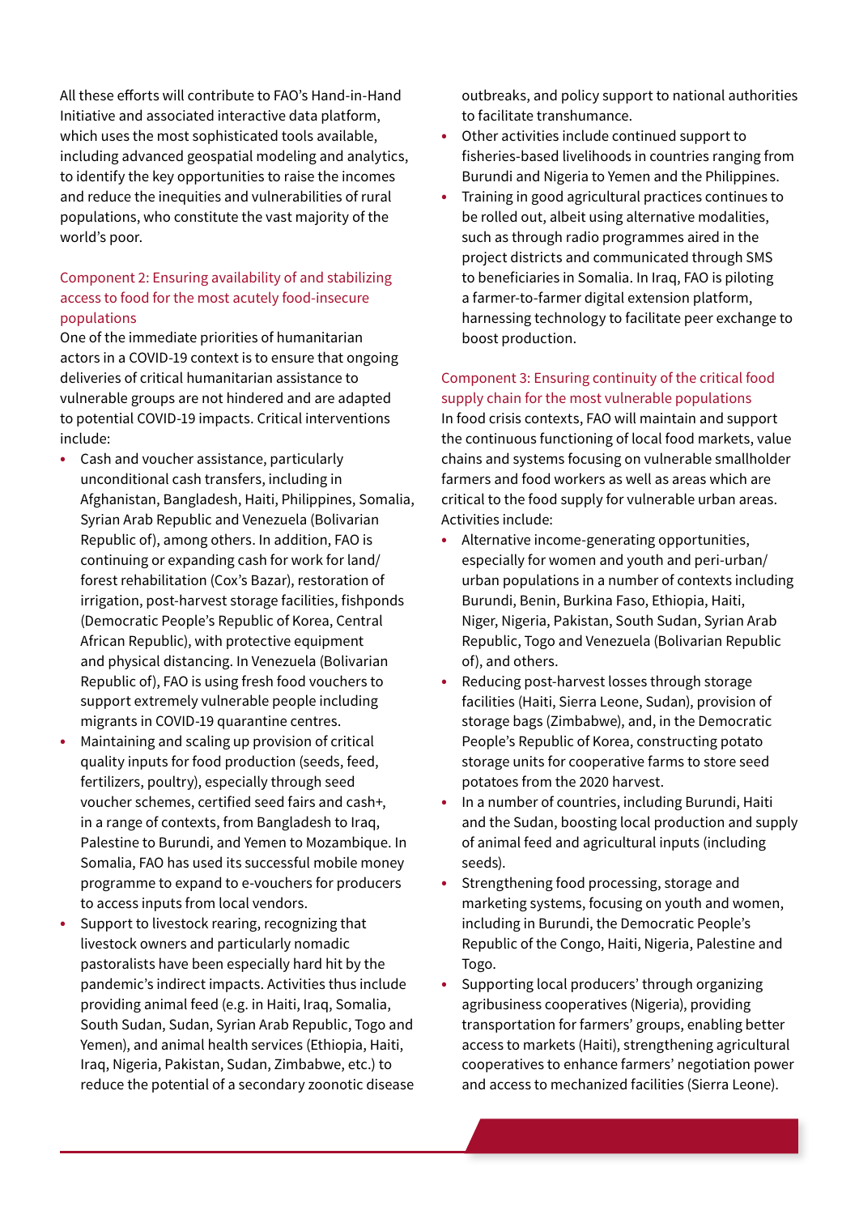All these efforts will contribute to FAO's Hand-in-Hand Initiative and associated interactive data platform, which uses the most sophisticated tools available, including advanced geospatial modeling and analytics, to identify the key opportunities to raise the incomes and reduce the inequities and vulnerabilities of rural populations, who constitute the vast majority of the world's poor.

### Component 2: Ensuring availability of and stabilizing access to food for the most acutely food-insecure populations

One of the immediate priorities of humanitarian actors in a COVID-19 context is to ensure that ongoing deliveries of critical humanitarian assistance to vulnerable groups are not hindered and are adapted to potential COVID-19 impacts. Critical interventions include:

- Cash and voucher assistance, particularly unconditional cash transfers, including in Afghanistan, Bangladesh, Haiti, Philippines, Somalia, Syrian Arab Republic and Venezuela (Bolivarian Republic of), among others. In addition, FAO is continuing or expanding cash for work for land/forest rehabilitation (Cox's Bazar), restoration of irrigation, post-harvest storage facilities, fishponds (Democratic People's Republic of Korea, Central African Republic), with protective equipment and physical distancing. In Venezuela (Bolivarian Republic of), FAO is using fresh food vouchers to support extremely vulnerable people including migrants in COVID-19 quarantine centres.
- Maintaining and scaling up provision of critical quality inputs for food production (seeds, feed, fertilizers, poultry), especially through seed voucher schemes, certified seed fairs and cash+, in a range of contexts, from Bangladesh to Iraq, Palestine to Burundi, and Yemen to Mozambique. In Somalia, FAO has used its successful mobile money programme to expand to e-vouchers for producers to access inputs from local vendors.
- Support to livestock rearing, recognizing that livestock owners and particularly nomadic pastoralists have been especially hard hit by the pandemic's indirect impacts. Activities thus include providing animal feed (e.g. in Haiti, Iraq, Somalia, South Sudan, Sudan, Syrian Arab Republic, Togo and Yemen), and animal health services (Ethiopia, Haiti, Iraq, Nigeria, Pakistan, Sudan, Zimbabwe, etc.) to reduce the potential of a secondary zoonotic disease outbreaks, and policy support to national authorities to facilitate transhumance.
- Other activities include continued support to fisheries-based livelihoods in countries ranging from Burundi and Nigeria to Yemen and the Philippines.
- Training in good agricultural practices continues to be rolled out, albeit using alternative modalities, such as through radio programmes aired in the project districts and communicated through SMS to beneficiaries in Somalia. In Iraq, FAO is piloting a farmer-to-farmer digital extension platform, harnessing technology to facilitate peer exchange to boost production.

### Component 3: Ensuring continuity of the critical food supply chain for the most vulnerable populations

In food crisis contexts, FAO will maintain and support the continuous functioning of local food markets, value chains and systems focusing on vulnerable smallholder farmers and food workers as well as areas which are critical to the food supply for vulnerable urban areas. Activities include:

- Alternative income-generating opportunities, especially for women and youth and peri-urban/urban populations in a number of contexts including Burundi, Benin, Burkina Faso, Ethiopia, Haiti, Niger, Nigeria, Pakistan, South Sudan, Syrian Arab Republic, Togo and Venezuela (Bolivarian Republic of), and others.
- Reducing post-harvest losses through storage facilities (Haiti, Sierra Leone, Sudan), provision of storage bags (Zimbabwe), and, in the Democratic People's Republic of Korea, constructing potato storage units for cooperative farms to store seed potatoes from the 2020 harvest.
- In a number of countries, including Burundi, Haiti and the Sudan, boosting local production and supply of animal feed and agricultural inputs (including seeds).
- Strengthening food processing, storage and marketing systems, focusing on youth and women, including in Burundi, the Democratic People's Republic of the Congo, Haiti, Nigeria, Palestine and Togo.
- Supporting local producers' through organizing agribusiness cooperatives (Nigeria), providing transportation for farmers' groups, enabling better access to markets (Haiti), strengthening agricultural cooperatives to enhance farmers' negotiation power and access to mechanized facilities (Sierra Leone).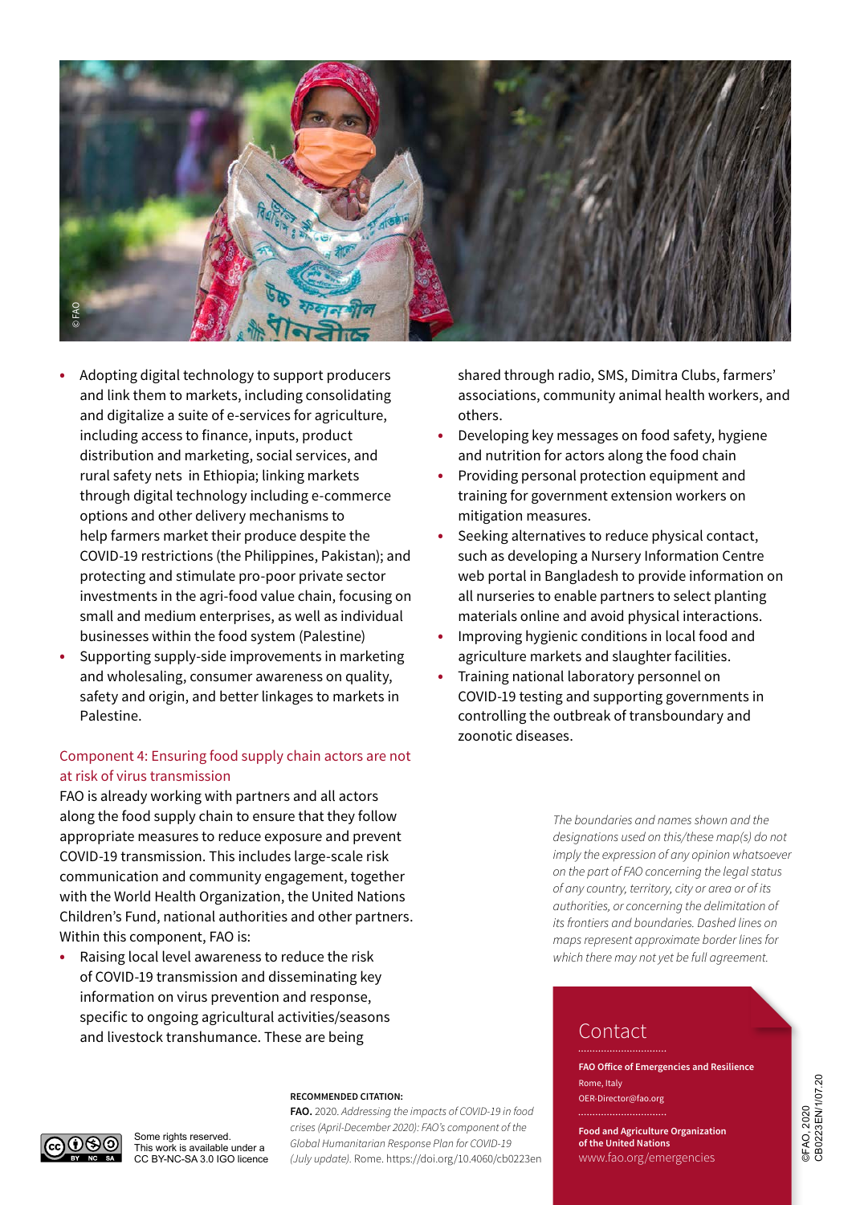- Adopting digital technology to support producers and link them to markets, including consolidating and digitalize a suite of e-services for agriculture, including access to finance, inputs, product distribution and marketing, social services, and rural safety nets in Ethiopia; linking markets through digital technology including e-commerce options and other delivery mechanisms to help farmers market their produce despite the COVID-19 restrictions (the Philippines, Pakistan); and protecting and stimulate pro-poor private sector investments in the agri-food value chain, focusing on small and medium enterprises, as well as individual businesses within the food system (Palestine)
- Supporting supply-side improvements in marketing and wholesaling, consumer awareness on quality, safety and origin, and better linkages to markets in Palestine.

### Component 4: Ensuring food supply chain actors are not at risk of virus transmission

FAO is already working with partners and all actors along the food supply chain to ensure that they follow appropriate measures to reduce exposure and prevent COVID-19 transmission. This includes large-scale risk communication and community engagement, together with the World Health Organization, the United Nations Children's Fund, national authorities and other partners. Within this component, FAO is:

- Raising local level awareness to reduce the risk of COVID-19 transmission and disseminating key information on virus prevention and response, specific to ongoing agricultural activities/seasons and livestock transhumance. These are being shared through radio, SMS, Dimitra Clubs, farmers' associations, community animal health workers, and others.
- Developing key messages on food safety, hygiene and nutrition for actors along the food chain
- Providing personal protection equipment and training for government extension workers on mitigation measures.
- Seeking alternatives to reduce physical contact, such as developing a Nursery Information Centre web portal in Bangladesh to provide information on all nurseries to enable partners to select planting materials online and avoid physical interactions.
- Improving hygienic conditions in local food and agriculture markets and slaughter facilities.
- Training national laboratory personnel on COVID-19 testing and supporting governments in controlling the outbreak of transboundary and zoonotic diseases.

*The boundaries and names shown and the designations used on this/these map(s) do not imply the expression of any opinion whatsoever on the part of FAO concerning the legal status of any country, territory, city or area or of its authorities, or concerning the delimitation of its frontiers and boundaries. Dashed lines on maps represent approximate border lines for which there may not yet be full agreement.*

## Contact

**FAO Office of Emergencies and Resilience**
Rome, Italy
OER-Director@fao.org

**Food and Agriculture Organization of the United Nations**
www.fao.org/emergencies

Some rights reserved.
This work is available under a CC BY-NC-SA 3.0 IGO licence

**RECOMMENDED CITATION:**
**FAO.** 2020. *Addressing the impacts of COVID-19 in food crises (April-December 2020): FAO's component of the Global Humanitarian Response Plan for COVID-19 (July update).* Rome. https://doi.org/10.4060/cb0223en

©FAO, 2020
CB0223EN/1/07.20